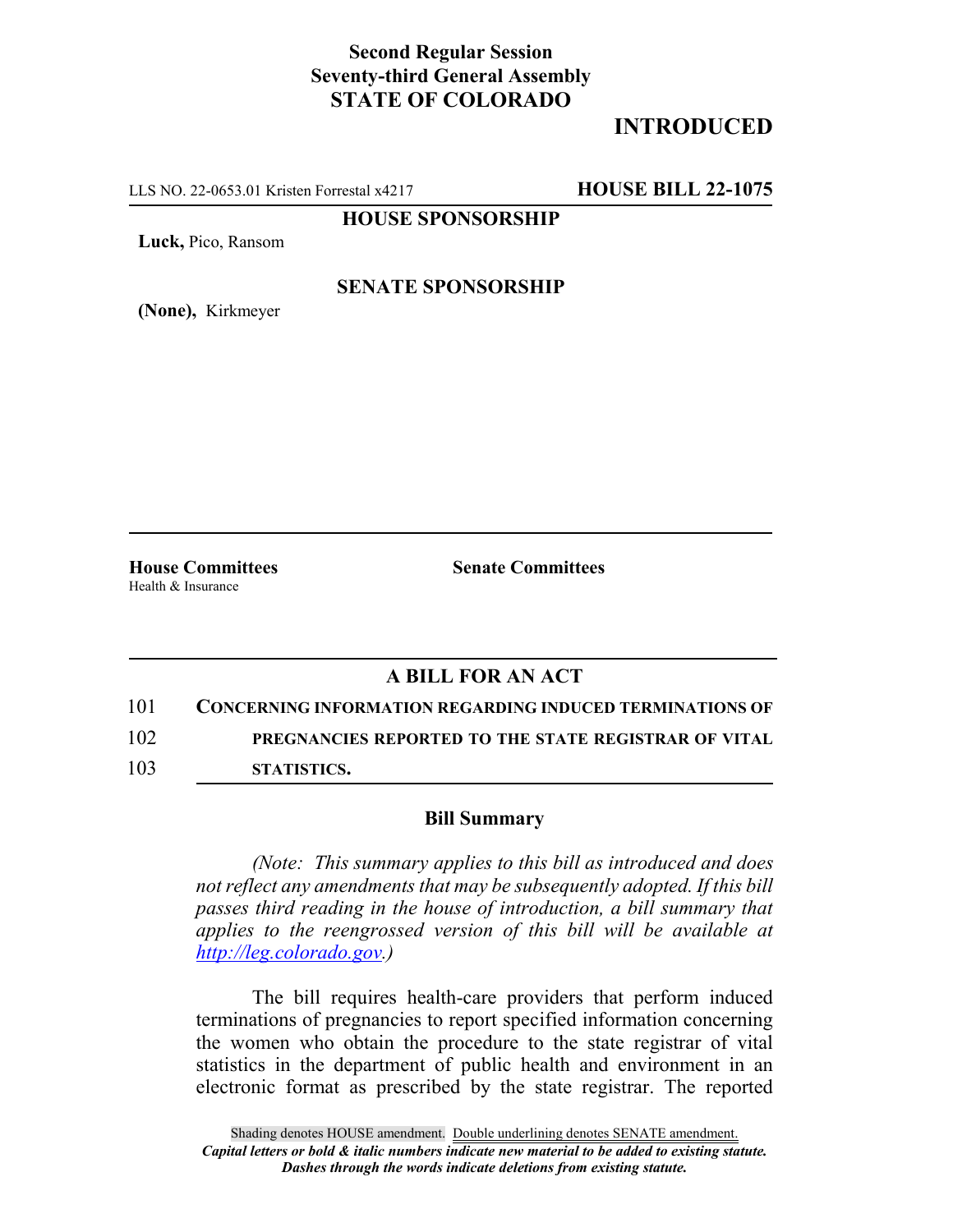**Second Regular Session**
**Seventy-third General Assembly**
**STATE OF COLORADO**

# INTRODUCTED

LLS NO. 22-0653.01 Kristen Forrestal x4217 **HOUSE BILL 22-1075**

**HOUSE SPONSORSHIP**

**Luck,** Pico, Ransom

**SENATE SPONSORSHIP**

**(None),** Kirkmeyer

**House Committees**
Health & Insurance

**Senate Committees**

## A BILL FOR AN ACT

101 **CONCERNING INFORMATION REGARDING INDUCED TERMINATIONS OF**
102 **PREGNANCIES REPORTED TO THE STATE REGISTRAR OF VITAL**
103 **STATISTICS.**

### Bill Summary

*(Note: This summary applies to this bill as introduced and does not reflect any amendments that may be subsequently adopted. If this bill passes third reading in the house of introduction, a bill summary that applies to the reengrossed version of this bill will be available at http://leg.colorado.gov.)*

The bill requires health-care providers that perform induced terminations of pregnancies to report specified information concerning the women who obtain the procedure to the state registrar of vital statistics in the department of public health and environment in an electronic format as prescribed by the state registrar. The reported

Shading denotes HOUSE amendment. Double underlining denotes SENATE amendment.
*Capital letters or bold & italic numbers indicate new material to be added to existing statute.*
*Dashes through the words indicate deletions from existing statute.*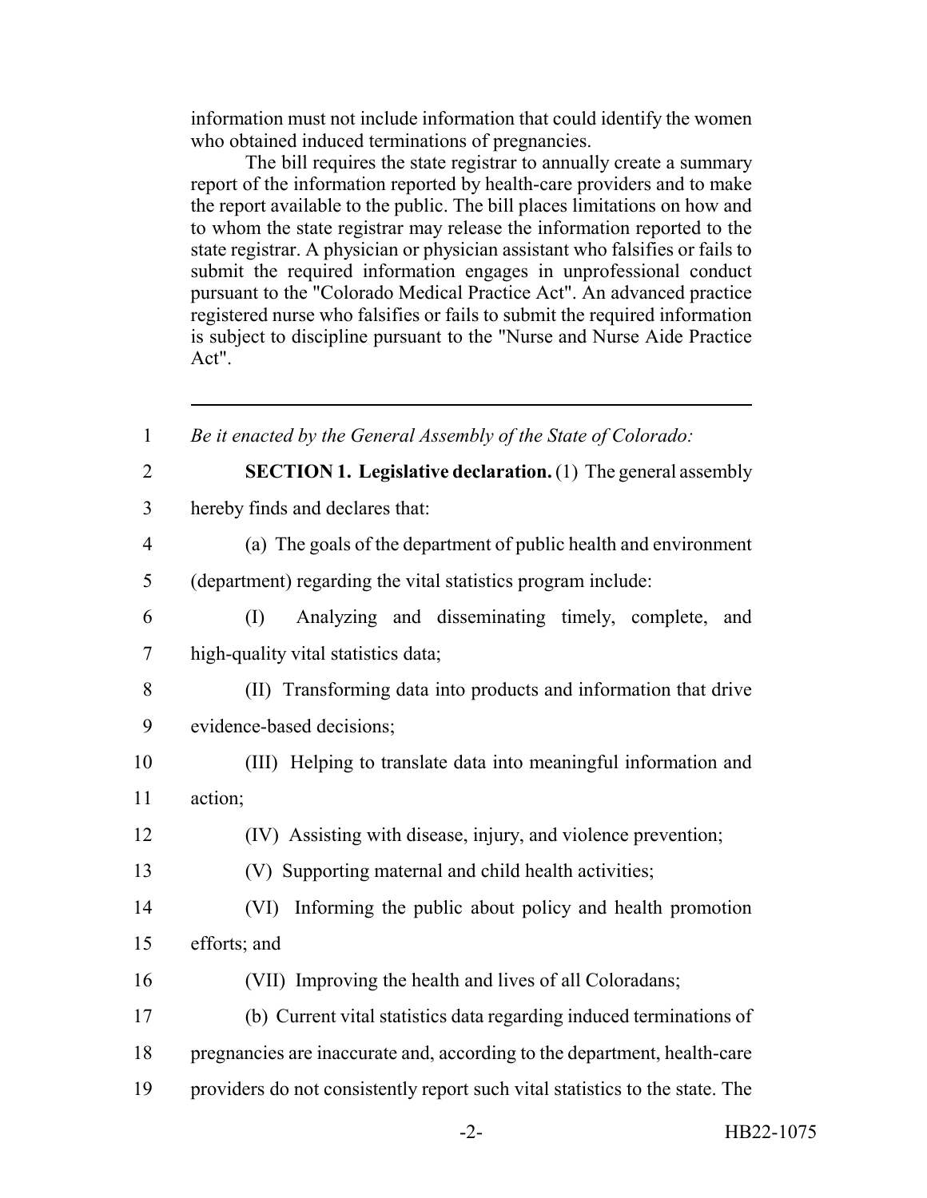information must not include information that could identify the women who obtained induced terminations of pregnancies.

The bill requires the state registrar to annually create a summary report of the information reported by health-care providers and to make the report available to the public. The bill places limitations on how and to whom the state registrar may release the information reported to the state registrar. A physician or physician assistant who falsifies or fails to submit the required information engages in unprofessional conduct pursuant to the "Colorado Medical Practice Act". An advanced practice registered nurse who falsifies or fails to submit the required information is subject to discipline pursuant to the "Nurse and Nurse Aide Practice Act".

---

1 *Be it enacted by the General Assembly of the State of Colorado:*

2 **SECTION 1. Legislative declaration.** (1) The general assembly
3 hereby finds and declares that:

4 (a) The goals of the department of public health and environment
5 (department) regarding the vital statistics program include:

6 (I) Analyzing and disseminating timely, complete, and
7 high-quality vital statistics data;

8 (II) Transforming data into products and information that drive
9 evidence-based decisions;

10 (III) Helping to translate data into meaningful information and
11 action;

12 (IV) Assisting with disease, injury, and violence prevention;

13 (V) Supporting maternal and child health activities;

14 (VI) Informing the public about policy and health promotion
15 efforts; and

16 (VII) Improving the health and lives of all Coloradans;

17 (b) Current vital statistics data regarding induced terminations of
18 pregnancies are inaccurate and, according to the department, health-care
19 providers do not consistently report such vital statistics to the state. The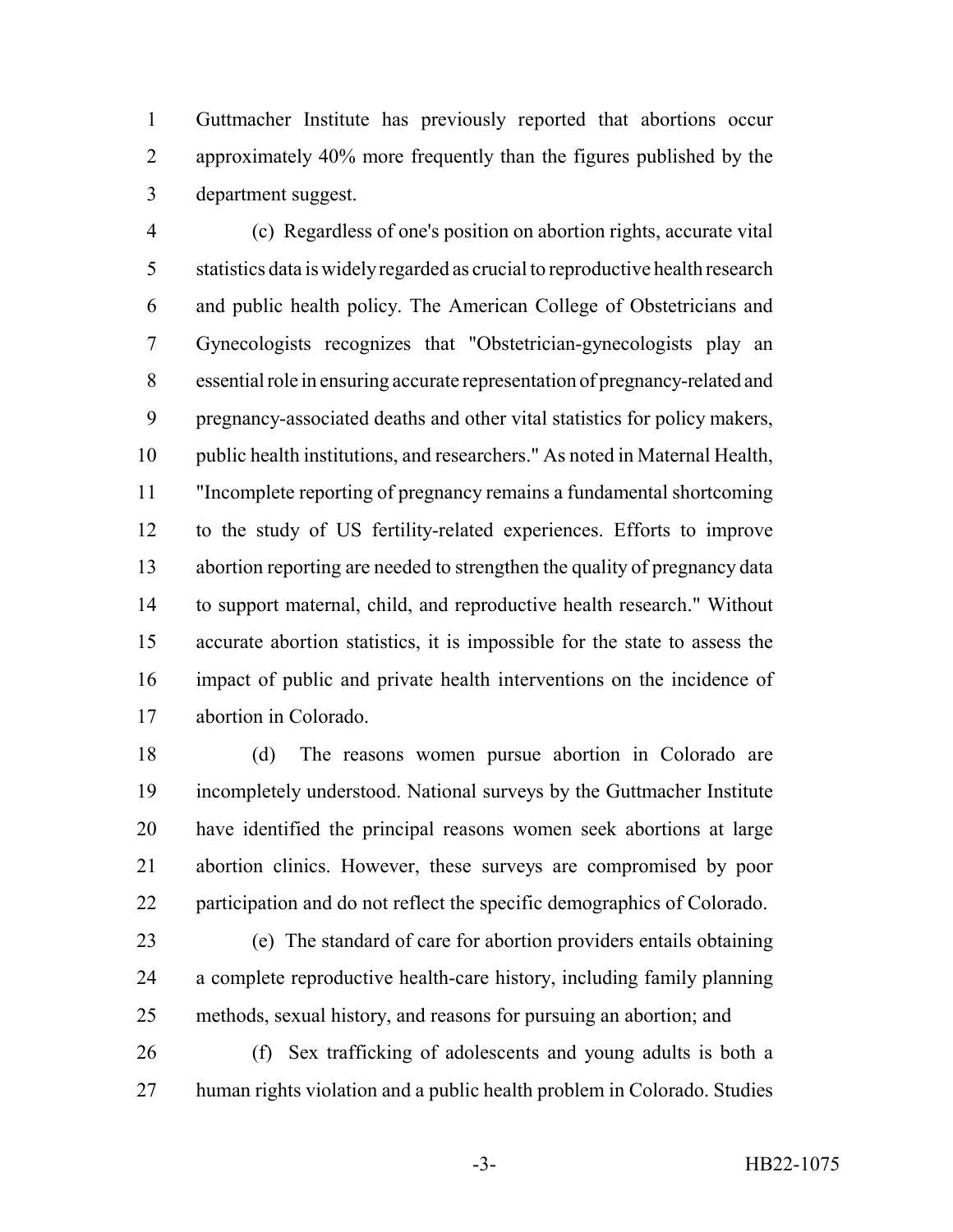Guttmacher Institute has previously reported that abortions occur approximately 40% more frequently than the figures published by the department suggest.

(c) Regardless of one's position on abortion rights, accurate vital statistics data is widely regarded as crucial to reproductive health research and public health policy. The American College of Obstetricians and Gynecologists recognizes that "Obstetrician-gynecologists play an essential role in ensuring accurate representation of pregnancy-related and pregnancy-associated deaths and other vital statistics for policy makers, public health institutions, and researchers." As noted in Maternal Health, "Incomplete reporting of pregnancy remains a fundamental shortcoming to the study of US fertility-related experiences. Efforts to improve abortion reporting are needed to strengthen the quality of pregnancy data to support maternal, child, and reproductive health research." Without accurate abortion statistics, it is impossible for the state to assess the impact of public and private health interventions on the incidence of abortion in Colorado.

(d) The reasons women pursue abortion in Colorado are incompletely understood. National surveys by the Guttmacher Institute have identified the principal reasons women seek abortions at large abortion clinics. However, these surveys are compromised by poor participation and do not reflect the specific demographics of Colorado.

(e) The standard of care for abortion providers entails obtaining a complete reproductive health-care history, including family planning methods, sexual history, and reasons for pursuing an abortion; and

(f) Sex trafficking of adolescents and young adults is both a human rights violation and a public health problem in Colorado. Studies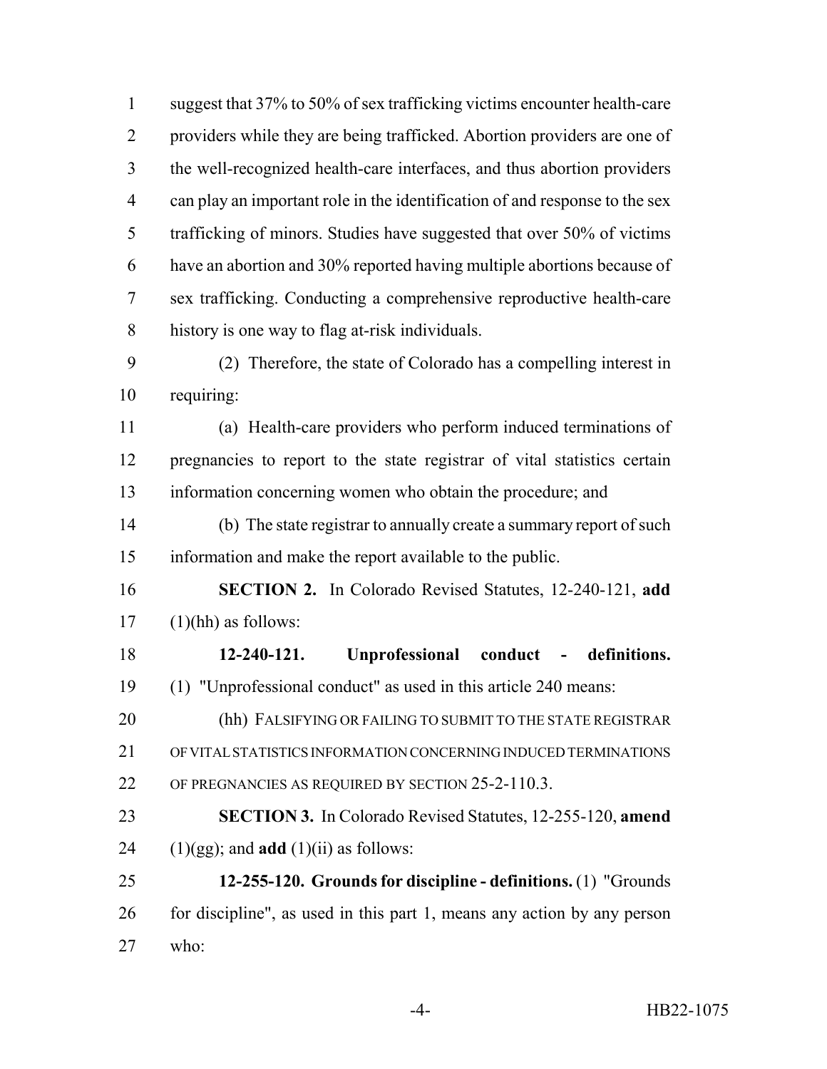suggest that 37% to 50% of sex trafficking victims encounter health-care providers while they are being trafficked. Abortion providers are one of the well-recognized health-care interfaces, and thus abortion providers can play an important role in the identification of and response to the sex trafficking of minors. Studies have suggested that over 50% of victims have an abortion and 30% reported having multiple abortions because of sex trafficking. Conducting a comprehensive reproductive health-care history is one way to flag at-risk individuals.

(2) Therefore, the state of Colorado has a compelling interest in requiring:

(a) Health-care providers who perform induced terminations of pregnancies to report to the state registrar of vital statistics certain information concerning women who obtain the procedure; and

(b) The state registrar to annually create a summary report of such information and make the report available to the public.

**SECTION 2.** In Colorado Revised Statutes, 12-240-121, **add** (1)(hh) as follows:

**12-240-121. Unprofessional conduct - definitions.** (1) "Unprofessional conduct" as used in this article 240 means:

(hh) FALSIFYING OR FAILING TO SUBMIT TO THE STATE REGISTRAR OF VITAL STATISTICS INFORMATION CONCERNING INDUCED TERMINATIONS OF PREGNANCIES AS REQUIRED BY SECTION 25-2-110.3.

**SECTION 3.** In Colorado Revised Statutes, 12-255-120, **amend** (1)(gg); and **add** (1)(ii) as follows:

**12-255-120. Grounds for discipline - definitions.** (1) "Grounds for discipline", as used in this part 1, means any action by any person who: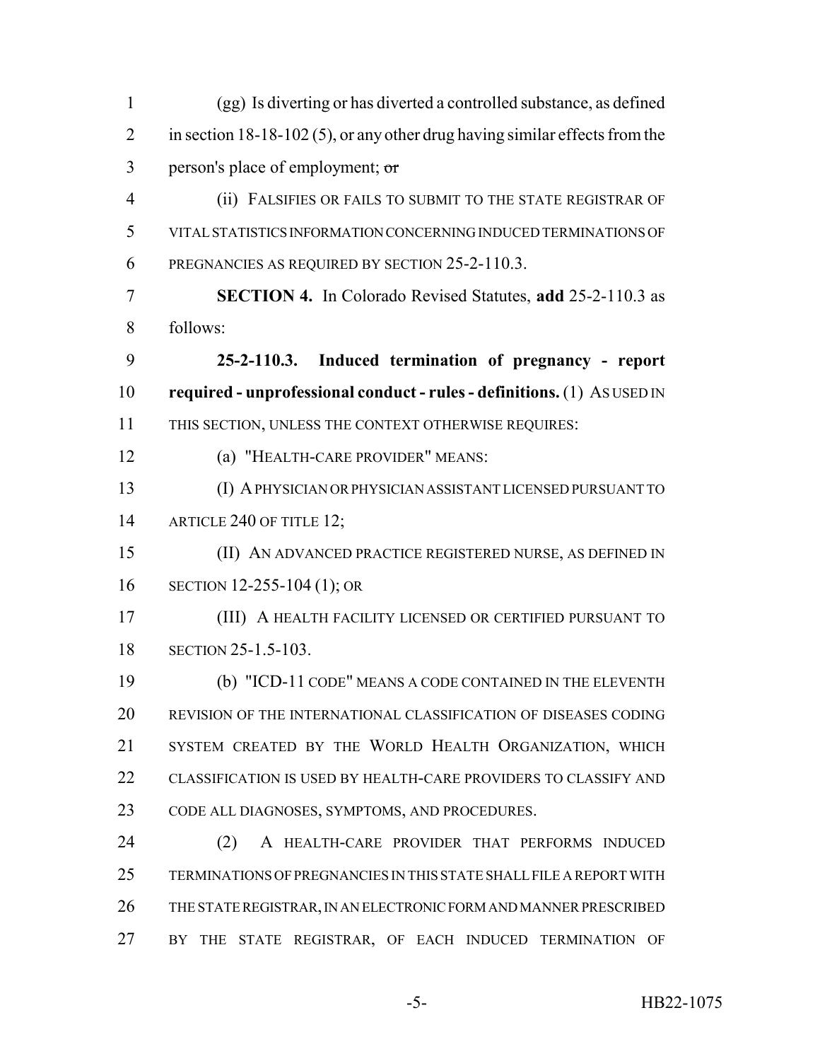(gg) Is diverting or has diverted a controlled substance, as defined in section 18-18-102 (5), or any other drug having similar effects from the person's place of employment; ~~or~~

(ii) FALSIFIES OR FAILS TO SUBMIT TO THE STATE REGISTRAR OF VITAL STATISTICS INFORMATION CONCERNING INDUCED TERMINATIONS OF PREGNANCIES AS REQUIRED BY SECTION 25-2-110.3.

**SECTION 4.** In Colorado Revised Statutes, **add** 25-2-110.3 as follows:

**25-2-110.3. Induced termination of pregnancy - report required - unprofessional conduct - rules - definitions.** (1) AS USED IN THIS SECTION, UNLESS THE CONTEXT OTHERWISE REQUIRES:

(a) "HEALTH-CARE PROVIDER" MEANS:

(I) A PHYSICIAN OR PHYSICIAN ASSISTANT LICENSED PURSUANT TO ARTICLE 240 OF TITLE 12;

(II) AN ADVANCED PRACTICE REGISTERED NURSE, AS DEFINED IN SECTION 12-255-104 (1); OR

(III) A HEALTH FACILITY LICENSED OR CERTIFIED PURSUANT TO SECTION 25-1.5-103.

(b) "ICD-11 CODE" MEANS A CODE CONTAINED IN THE ELEVENTH REVISION OF THE INTERNATIONAL CLASSIFICATION OF DISEASES CODING SYSTEM CREATED BY THE WORLD HEALTH ORGANIZATION, WHICH CLASSIFICATION IS USED BY HEALTH-CARE PROVIDERS TO CLASSIFY AND CODE ALL DIAGNOSES, SYMPTOMS, AND PROCEDURES.

(2) A HEALTH-CARE PROVIDER THAT PERFORMS INDUCED TERMINATIONS OF PREGNANCIES IN THIS STATE SHALL FILE A REPORT WITH THE STATE REGISTRAR, IN AN ELECTRONIC FORM AND MANNER PRESCRIBED BY THE STATE REGISTRAR, OF EACH INDUCED TERMINATION OF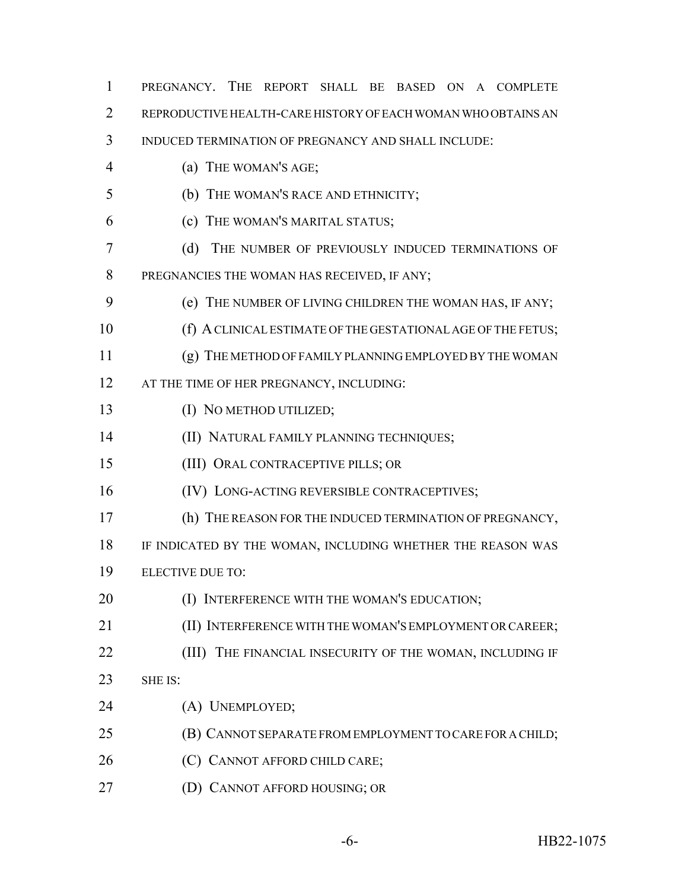PREGNANCY. THE REPORT SHALL BE BASED ON A COMPLETE REPRODUCTIVE HEALTH-CARE HISTORY OF EACH WOMAN WHO OBTAINS AN INDUCED TERMINATION OF PREGNANCY AND SHALL INCLUDE:

(a) THE WOMAN'S AGE;

(b) THE WOMAN'S RACE AND ETHNICITY;

(c) THE WOMAN'S MARITAL STATUS;

(d) THE NUMBER OF PREVIOUSLY INDUCED TERMINATIONS OF PREGNANCIES THE WOMAN HAS RECEIVED, IF ANY;

(e) THE NUMBER OF LIVING CHILDREN THE WOMAN HAS, IF ANY;

(f) A CLINICAL ESTIMATE OF THE GESTATIONAL AGE OF THE FETUS;

(g) THE METHOD OF FAMILY PLANNING EMPLOYED BY THE WOMAN AT THE TIME OF HER PREGNANCY, INCLUDING:

(I) NO METHOD UTILIZED;

(II) NATURAL FAMILY PLANNING TECHNIQUES;

(III) ORAL CONTRACEPTIVE PILLS; OR

(IV) LONG-ACTING REVERSIBLE CONTRACEPTIVES;

(h) THE REASON FOR THE INDUCED TERMINATION OF PREGNANCY, IF INDICATED BY THE WOMAN, INCLUDING WHETHER THE REASON WAS ELECTIVE DUE TO:

(I) INTERFERENCE WITH THE WOMAN'S EDUCATION;

(II) INTERFERENCE WITH THE WOMAN'S EMPLOYMENT OR CAREER;

(III) THE FINANCIAL INSECURITY OF THE WOMAN, INCLUDING IF SHE IS:

(A) UNEMPLOYED;

(B) CANNOT SEPARATE FROM EMPLOYMENT TO CARE FOR A CHILD;

(C) CANNOT AFFORD CHILD CARE;

(D) CANNOT AFFORD HOUSING; OR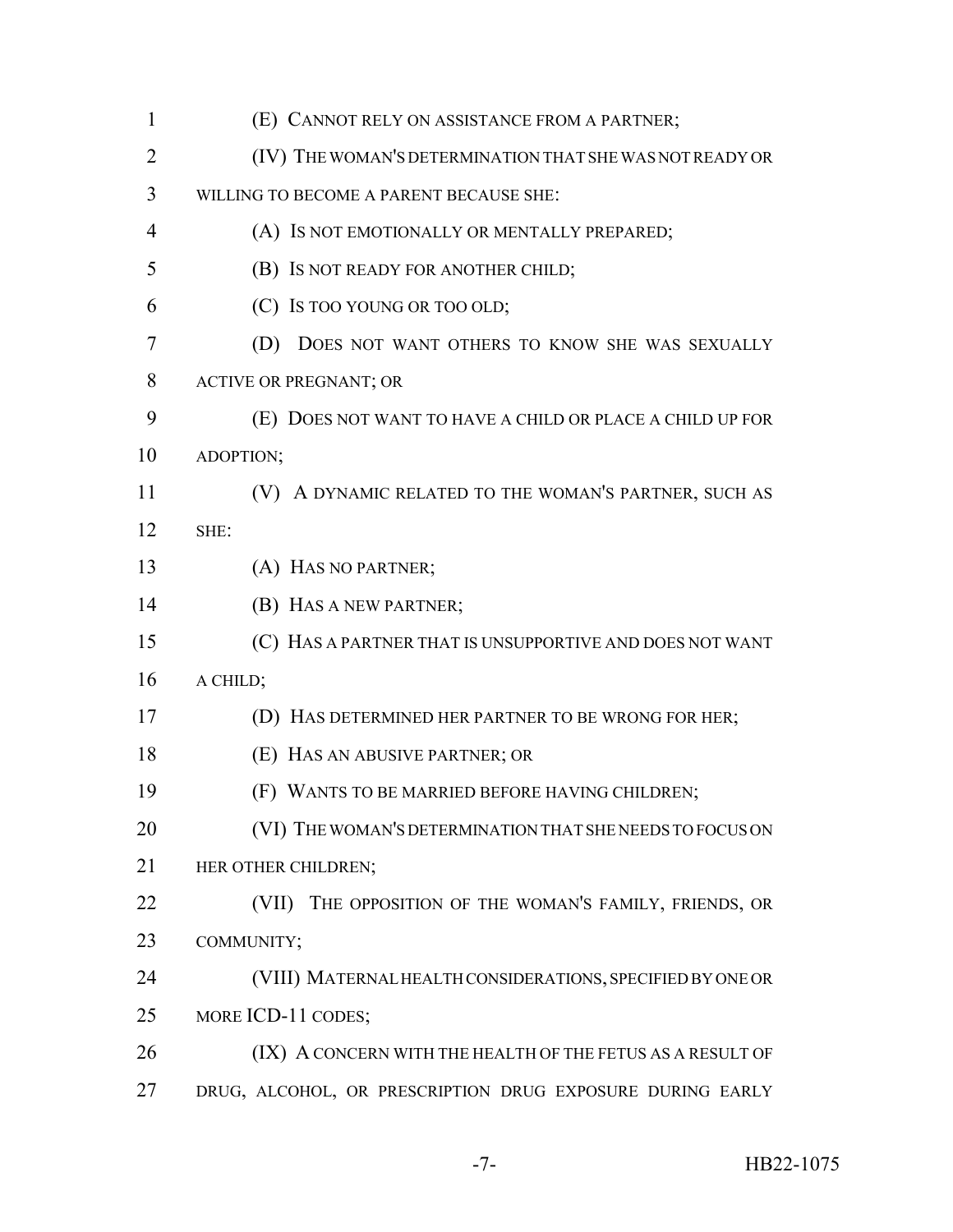(E) CANNOT RELY ON ASSISTANCE FROM A PARTNER;

(IV) THE WOMAN'S DETERMINATION THAT SHE WAS NOT READY OR WILLING TO BECOME A PARENT BECAUSE SHE:

(A) IS NOT EMOTIONALLY OR MENTALLY PREPARED;

(B) IS NOT READY FOR ANOTHER CHILD;

(C) IS TOO YOUNG OR TOO OLD;

(D) DOES NOT WANT OTHERS TO KNOW SHE WAS SEXUALLY ACTIVE OR PREGNANT; OR

(E) DOES NOT WANT TO HAVE A CHILD OR PLACE A CHILD UP FOR ADOPTION;

(V) A DYNAMIC RELATED TO THE WOMAN'S PARTNER, SUCH AS SHE:

(A) HAS NO PARTNER;

(B) HAS A NEW PARTNER;

(C) HAS A PARTNER THAT IS UNSUPPORTIVE AND DOES NOT WANT A CHILD;

(D) HAS DETERMINED HER PARTNER TO BE WRONG FOR HER;

(E) HAS AN ABUSIVE PARTNER; OR

(F) WANTS TO BE MARRIED BEFORE HAVING CHILDREN;

(VI) THE WOMAN'S DETERMINATION THAT SHE NEEDS TO FOCUS ON HER OTHER CHILDREN;

(VII) THE OPPOSITION OF THE WOMAN'S FAMILY, FRIENDS, OR COMMUNITY;

(VIII) MATERNAL HEALTH CONSIDERATIONS, SPECIFIED BY ONE OR MORE ICD-11 CODES;

(IX) A CONCERN WITH THE HEALTH OF THE FETUS AS A RESULT OF DRUG, ALCOHOL, OR PRESCRIPTION DRUG EXPOSURE DURING EARLY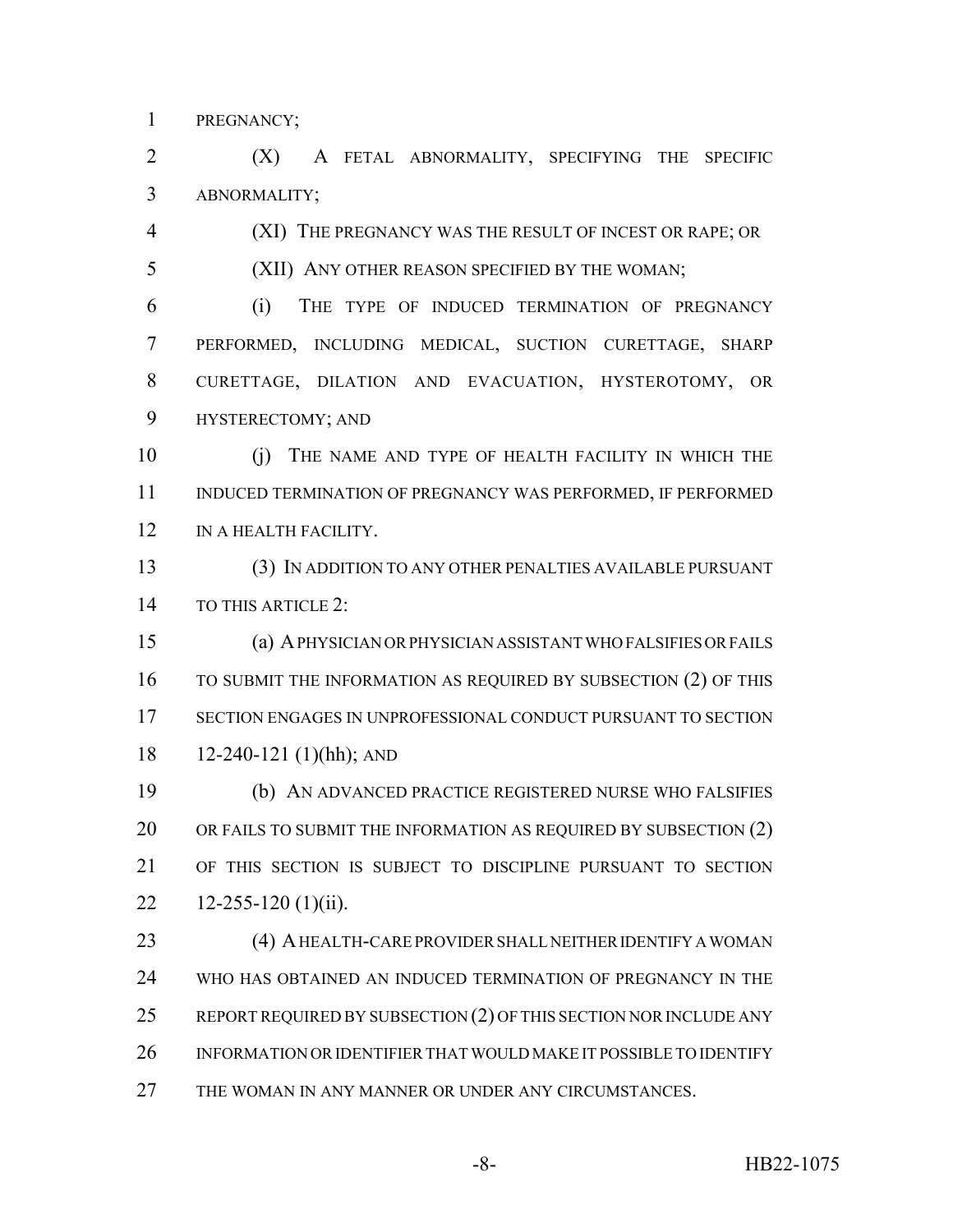PREGNANCY;

(X) A FETAL ABNORMALITY, SPECIFYING THE SPECIFIC ABNORMALITY;

(XI) THE PREGNANCY WAS THE RESULT OF INCEST OR RAPE; OR

(XII) ANY OTHER REASON SPECIFIED BY THE WOMAN;

(i) THE TYPE OF INDUCED TERMINATION OF PREGNANCY PERFORMED, INCLUDING MEDICAL, SUCTION CURETTAGE, SHARP CURETTAGE, DILATION AND EVACUATION, HYSTEROTOMY, OR HYSTERECTOMY; AND

(j) THE NAME AND TYPE OF HEALTH FACILITY IN WHICH THE INDUCED TERMINATION OF PREGNANCY WAS PERFORMED, IF PERFORMED IN A HEALTH FACILITY.

(3) IN ADDITION TO ANY OTHER PENALTIES AVAILABLE PURSUANT TO THIS ARTICLE 2:

(a) A PHYSICIAN OR PHYSICIAN ASSISTANT WHO FALSIFIES OR FAILS TO SUBMIT THE INFORMATION AS REQUIRED BY SUBSECTION (2) OF THIS SECTION ENGAGES IN UNPROFESSIONAL CONDUCT PURSUANT TO SECTION 12-240-121 (1)(hh); AND

(b) AN ADVANCED PRACTICE REGISTERED NURSE WHO FALSIFIES OR FAILS TO SUBMIT THE INFORMATION AS REQUIRED BY SUBSECTION (2) OF THIS SECTION IS SUBJECT TO DISCIPLINE PURSUANT TO SECTION 12-255-120 (1)(ii).

(4) A HEALTH-CARE PROVIDER SHALL NEITHER IDENTIFY A WOMAN WHO HAS OBTAINED AN INDUCED TERMINATION OF PREGNANCY IN THE REPORT REQUIRED BY SUBSECTION (2) OF THIS SECTION NOR INCLUDE ANY INFORMATION OR IDENTIFIER THAT WOULD MAKE IT POSSIBLE TO IDENTIFY THE WOMAN IN ANY MANNER OR UNDER ANY CIRCUMSTANCES.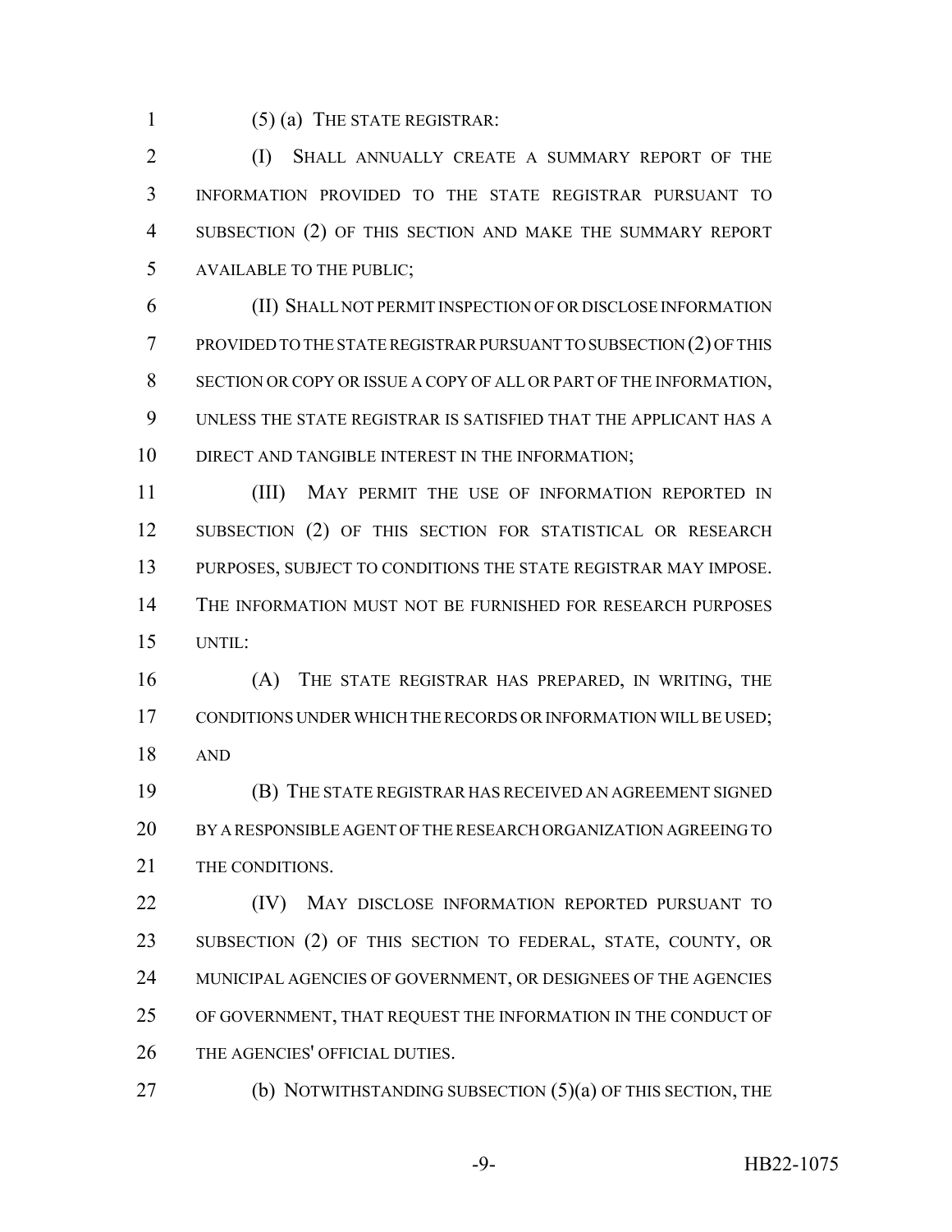(5) (a) THE STATE REGISTRAR:

(I) SHALL ANNUALLY CREATE A SUMMARY REPORT OF THE INFORMATION PROVIDED TO THE STATE REGISTRAR PURSUANT TO SUBSECTION (2) OF THIS SECTION AND MAKE THE SUMMARY REPORT AVAILABLE TO THE PUBLIC;

(II) SHALL NOT PERMIT INSPECTION OF OR DISCLOSE INFORMATION PROVIDED TO THE STATE REGISTRAR PURSUANT TO SUBSECTION (2) OF THIS SECTION OR COPY OR ISSUE A COPY OF ALL OR PART OF THE INFORMATION, UNLESS THE STATE REGISTRAR IS SATISFIED THAT THE APPLICANT HAS A DIRECT AND TANGIBLE INTEREST IN THE INFORMATION;

(III) MAY PERMIT THE USE OF INFORMATION REPORTED IN SUBSECTION (2) OF THIS SECTION FOR STATISTICAL OR RESEARCH PURPOSES, SUBJECT TO CONDITIONS THE STATE REGISTRAR MAY IMPOSE. THE INFORMATION MUST NOT BE FURNISHED FOR RESEARCH PURPOSES UNTIL:

(A) THE STATE REGISTRAR HAS PREPARED, IN WRITING, THE CONDITIONS UNDER WHICH THE RECORDS OR INFORMATION WILL BE USED; AND

(B) THE STATE REGISTRAR HAS RECEIVED AN AGREEMENT SIGNED BY A RESPONSIBLE AGENT OF THE RESEARCH ORGANIZATION AGREEING TO THE CONDITIONS.

(IV) MAY DISCLOSE INFORMATION REPORTED PURSUANT TO SUBSECTION (2) OF THIS SECTION TO FEDERAL, STATE, COUNTY, OR MUNICIPAL AGENCIES OF GOVERNMENT, OR DESIGNEES OF THE AGENCIES OF GOVERNMENT, THAT REQUEST THE INFORMATION IN THE CONDUCT OF THE AGENCIES' OFFICIAL DUTIES.

(b) NOTWITHSTANDING SUBSECTION (5)(a) OF THIS SECTION, THE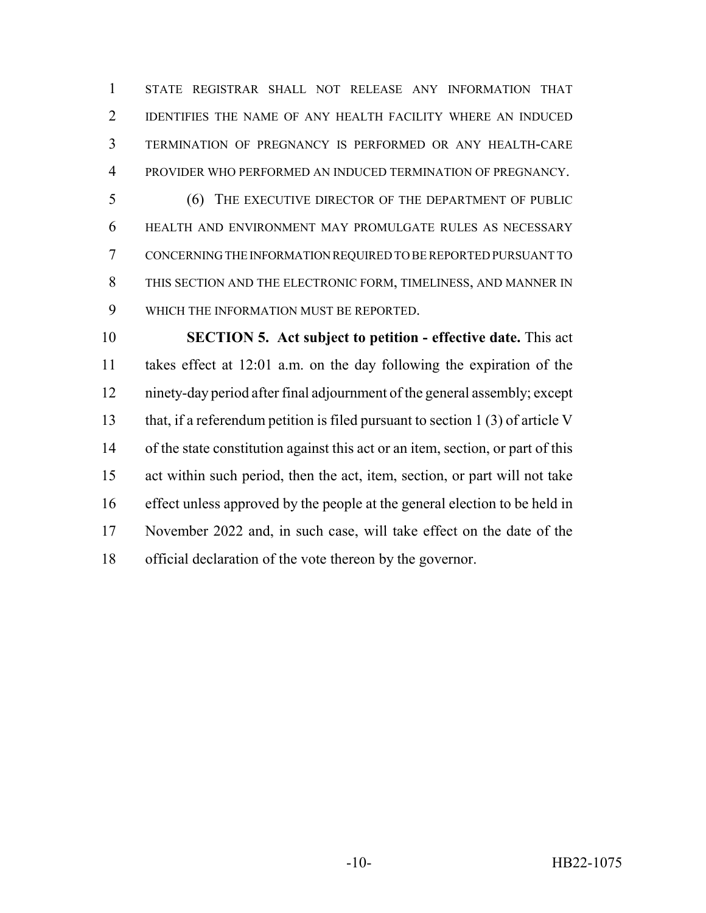STATE REGISTRAR SHALL NOT RELEASE ANY INFORMATION THAT IDENTIFIES THE NAME OF ANY HEALTH FACILITY WHERE AN INDUCED TERMINATION OF PREGNANCY IS PERFORMED OR ANY HEALTH-CARE PROVIDER WHO PERFORMED AN INDUCED TERMINATION OF PREGNANCY.

(6) THE EXECUTIVE DIRECTOR OF THE DEPARTMENT OF PUBLIC HEALTH AND ENVIRONMENT MAY PROMULGATE RULES AS NECESSARY CONCERNING THE INFORMATION REQUIRED TO BE REPORTED PURSUANT TO THIS SECTION AND THE ELECTRONIC FORM, TIMELINESS, AND MANNER IN WHICH THE INFORMATION MUST BE REPORTED.

**SECTION 5. Act subject to petition - effective date.** This act takes effect at 12:01 a.m. on the day following the expiration of the ninety-day period after final adjournment of the general assembly; except that, if a referendum petition is filed pursuant to section 1 (3) of article V of the state constitution against this act or an item, section, or part of this act within such period, then the act, item, section, or part will not take effect unless approved by the people at the general election to be held in November 2022 and, in such case, will take effect on the date of the official declaration of the vote thereon by the governor.